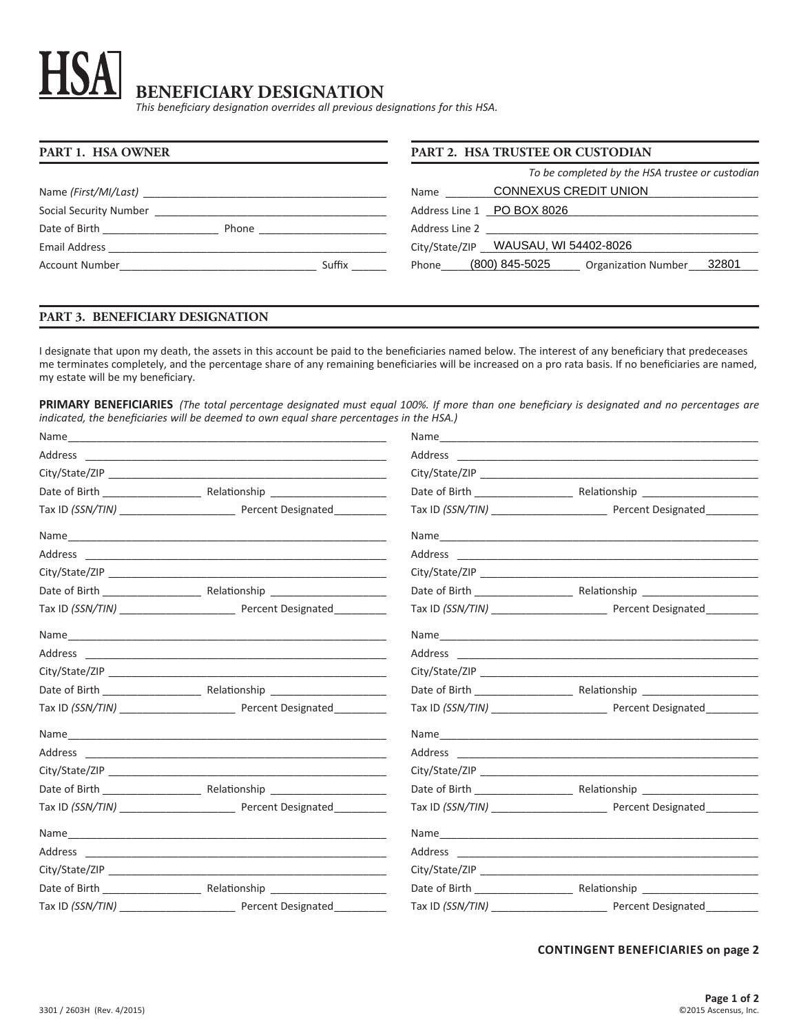# HSA BENEFICIARY DESIGNATION

*This beneficiary designation overrides all previous designations for this HSA.*

## PART 1. HSA OWNER

Name *(First/MI/Last)* ________________________________________

Social Security Number ________________________________________

Date of Birth ____________________ Phone ______________________

Email Address ________________________________________________

Account Number __________________________________ Suffix ______

## PART 2. HSA TRUSTEE OR CUSTODIAN

*To be completed by the HSA trustee or custodian*

Name CONNEXUS CREDIT UNION

Address Line 1 PO BOX 8026

Address Line 2 ________________________________________________

City/State/ZIP WAUSAU, WI 54402-8026

Phone (800) 845-5025 Organization Number 32801

## PART 3. BENEFICIARY DESIGNATION

I designate that upon my death, the assets in this account be paid to the beneficiaries named below. The interest of any beneficiary that predeceases me terminates completely, and the percentage share of any remaining beneficiaries will be increased on a pro rata basis. If no beneficiaries are named, my estate will be my beneficiary.

**PRIMARY BENEFICIARIES** *(The total percentage designated must equal 100%. If more than one beneficiary is designated and no percentages are indicated, the beneficiaries will be deemed to own equal share percentages in the HSA.)*

Name ________________________________________________________

Address ______________________________________________________

City/State/ZIP ________________________________________________

Date of Birth _________________ Relationship ____________________

Tax ID *(SSN/TIN)* ____________________ Percent Designated _________

Name ________________________________________________________

Address ______________________________________________________

City/State/ZIP ________________________________________________

Date of Birth _________________ Relationship ____________________

Tax ID *(SSN/TIN)* ____________________ Percent Designated _________

Name ________________________________________________________

Address ______________________________________________________

City/State/ZIP ________________________________________________

Date of Birth _________________ Relationship ____________________

Tax ID *(SSN/TIN)* ____________________ Percent Designated _________

Name ________________________________________________________

Address ______________________________________________________

City/State/ZIP ________________________________________________

Date of Birth _________________ Relationship ____________________

Tax ID *(SSN/TIN)* ____________________ Percent Designated _________

Name ________________________________________________________

Address ______________________________________________________

City/State/ZIP ________________________________________________

Date of Birth _________________ Relationship ____________________

Tax ID *(SSN/TIN)* ____________________ Percent Designated _________

Name ________________________________________________________

Address ______________________________________________________

City/State/ZIP ________________________________________________

Date of Birth _________________ Relationship ____________________

Tax ID *(SSN/TIN)* ____________________ Percent Designated _________

Name ________________________________________________________

Address ______________________________________________________

City/State/ZIP ________________________________________________

Date of Birth _________________ Relationship ____________________

Tax ID *(SSN/TIN)* ____________________ Percent Designated _________

Name ________________________________________________________

Address ______________________________________________________

City/State/ZIP ________________________________________________

Date of Birth _________________ Relationship ____________________

Tax ID *(SSN/TIN)* ____________________ Percent Designated _________

Name ________________________________________________________

Address ______________________________________________________

City/State/ZIP ________________________________________________

Date of Birth _________________ Relationship ____________________

Tax ID *(SSN/TIN)* ____________________ Percent Designated _________

Name ________________________________________________________

Address ______________________________________________________

City/State/ZIP ________________________________________________

Date of Birth _________________ Relationship ____________________

Tax ID *(SSN/TIN)* ____________________ Percent Designated _________

**CONTINGENT BENEFICIARIES on page 2**

3301 / 2603H (Rev. 4/2015)

©2015 Ascensus, Inc.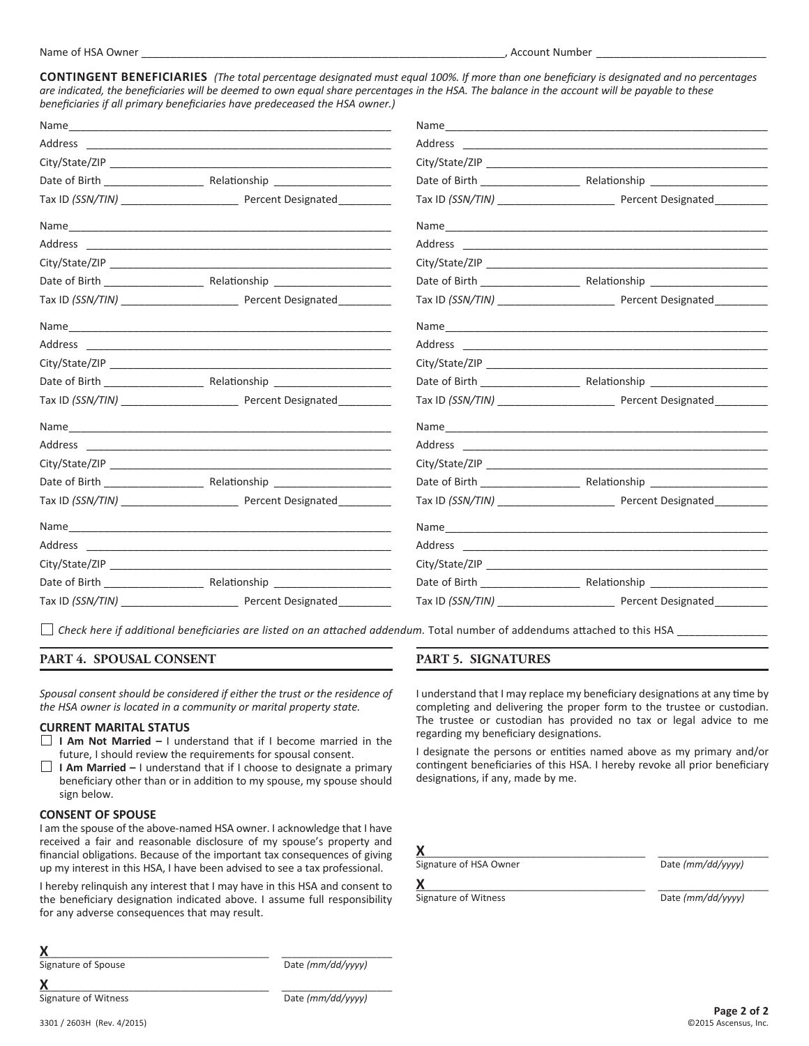Name of HSA Owner ______________________________, Account Number ______________

**CONTINGENT BENEFICIARIES** *(The total percentage designated must equal 100%. If more than one beneficiary is designated and no percentages are indicated, the beneficiaries will be deemed to own equal share percentages in the HSA. The balance in the account will be payable to these beneficiaries if all primary beneficiaries have predeceased the HSA owner.)*

Name ______________________________
Address ______________________________
City/State/ZIP ______________________________
Date of Birth ______________ Relationship ______________
Tax ID *(SSN/TIN)* ______________ Percent Designated ________

Name ______________________________
Address ______________________________
City/State/ZIP ______________________________
Date of Birth ______________ Relationship ______________
Tax ID *(SSN/TIN)* ______________ Percent Designated ________

Name ______________________________
Address ______________________________
City/State/ZIP ______________________________
Date of Birth ______________ Relationship ______________
Tax ID *(SSN/TIN)* ______________ Percent Designated ________

Name ______________________________
Address ______________________________
City/State/ZIP ______________________________
Date of Birth ______________ Relationship ______________
Tax ID *(SSN/TIN)* ______________ Percent Designated ________

Name ______________________________
Address ______________________________
City/State/ZIP ______________________________
Date of Birth ______________ Relationship ______________
Tax ID *(SSN/TIN)* ______________ Percent Designated ________

Name ______________________________
Address ______________________________
City/State/ZIP ______________________________
Date of Birth ______________ Relationship ______________
Tax ID *(SSN/TIN)* ______________ Percent Designated ________

Name ______________________________
Address ______________________________
City/State/ZIP ______________________________
Date of Birth ______________ Relationship ______________
Tax ID *(SSN/TIN)* ______________ Percent Designated ________

Name ______________________________
Address ______________________________
City/State/ZIP ______________________________
Date of Birth ______________ Relationship ______________
Tax ID *(SSN/TIN)* ______________ Percent Designated ________

Name ______________________________
Address ______________________________
City/State/ZIP ______________________________
Date of Birth ______________ Relationship ______________
Tax ID *(SSN/TIN)* ______________ Percent Designated ________

Name ______________________________
Address ______________________________
City/State/ZIP ______________________________
Date of Birth ______________ Relationship ______________
Tax ID *(SSN/TIN)* ______________ Percent Designated ________

☐ *Check here if additional beneficiaries are listed on an attached addendum.* Total number of addendums attached to this HSA ______________

## PART 4. SPOUSAL CONSENT

*Spousal consent should be considered if either the trust or the residence of the HSA owner is located in a community or marital property state.*

### CURRENT MARITAL STATUS

☐ **I Am Not Married –** I understand that if I become married in the future, I should review the requirements for spousal consent.

☐ **I Am Married –** I understand that if I choose to designate a primary beneficiary other than or in addition to my spouse, my spouse should sign below.

### CONSENT OF SPOUSE

I am the spouse of the above-named HSA owner. I acknowledge that I have received a fair and reasonable disclosure of my spouse's property and financial obligations. Because of the important tax consequences of giving up my interest in this HSA, I have been advised to see a tax professional.

I hereby relinquish any interest that I may have in this HSA and consent to the beneficiary designation indicated above. I assume full responsibility for any adverse consequences that may result.

**X** ______________________________ ______________
Signature of Spouse Date *(mm/dd/yyyy)*

**X** ______________________________ ______________
Signature of Witness Date *(mm/dd/yyyy)*

## PART 5. SIGNATURES

I understand that I may replace my beneficiary designations at any time by completing and delivering the proper form to the trustee or custodian. The trustee or custodian has provided no tax or legal advice to me regarding my beneficiary designations.

I designate the persons or entities named above as my primary and/or contingent beneficiaries of this HSA. I hereby revoke all prior beneficiary designations, if any, made by me.

**X** ______________________________ ______________
Signature of HSA Owner Date *(mm/dd/yyyy)*

**X** ______________________________ ______________
Signature of Witness Date *(mm/dd/yyyy)*

3301 / 2603H (Rev. 4/2015)

©2015 Ascensus, Inc.